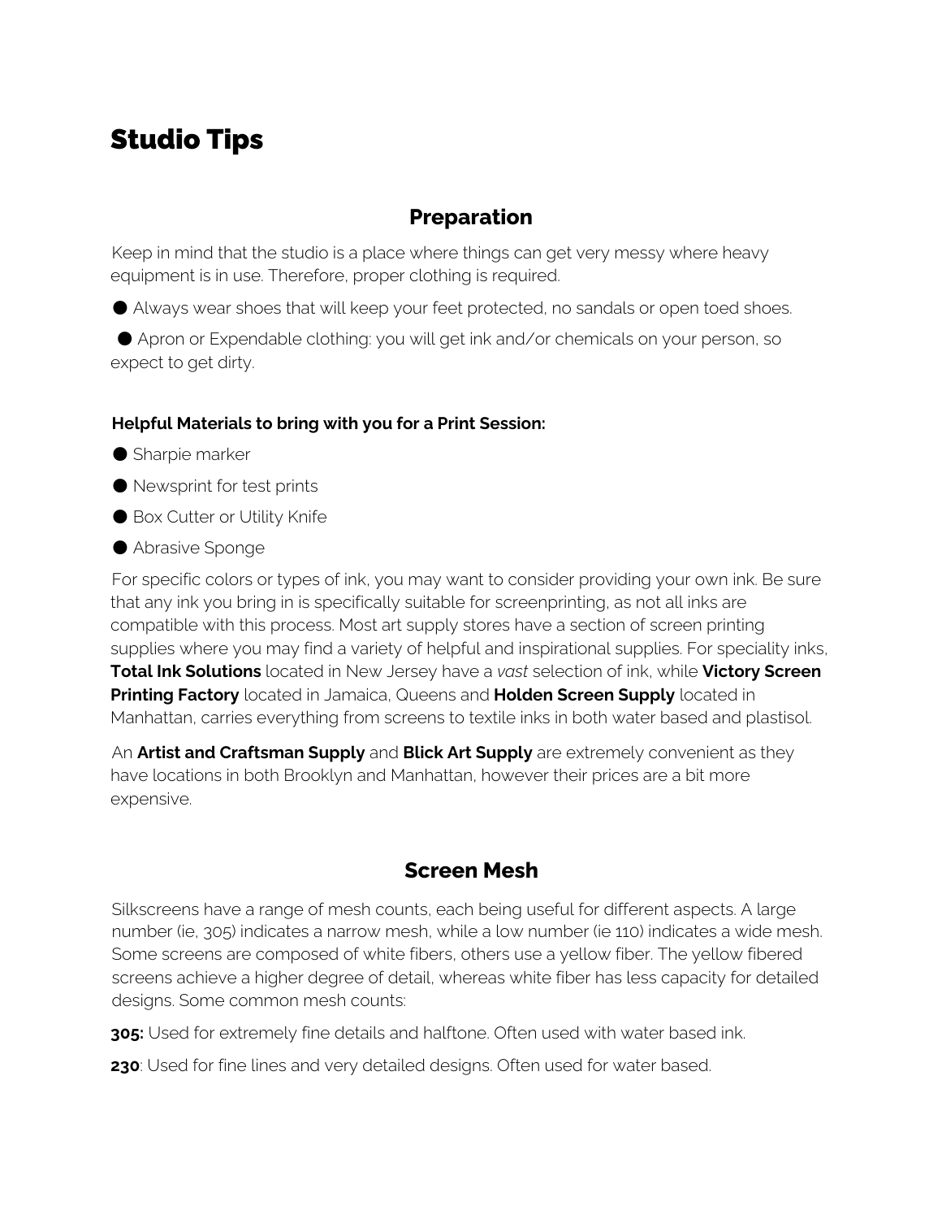# Studio Tips

## Preparation

Keep in mind that the studio is a place where things can get very messy where heavy equipment is in use. Therefore, proper clothing is required.

- Always wear shoes that will keep your feet protected, no sandals or open toed shoes.
- Apron or Expendable clothing: you will get ink and/or chemicals on your person, so expect to get dirty.

**Helpful Materials to bring with you for a Print Session:**

- Sharpie marker
- Newsprint for test prints
- Box Cutter or Utility Knife
- Abrasive Sponge

For specific colors or types of ink, you may want to consider providing your own ink. Be sure that any ink you bring in is specifically suitable for screenprinting, as not all inks are compatible with this process. Most art supply stores have a section of screen printing supplies where you may find a variety of helpful and inspirational supplies. For speciality inks, **Total Ink Solutions** located in New Jersey have a *vast* selection of ink, while **Victory Screen Printing Factory** located in Jamaica, Queens and **Holden Screen Supply** located in Manhattan, carries everything from screens to textile inks in both water based and plastisol.

An **Artist and Craftsman Supply** and **Blick Art Supply** are extremely convenient as they have locations in both Brooklyn and Manhattan, however their prices are a bit more expensive.

## Screen Mesh

Silkscreens have a range of mesh counts, each being useful for different aspects. A large number (ie, 305) indicates a narrow mesh, while a low number (ie 110) indicates a wide mesh. Some screens are composed of white fibers, others use a yellow fiber. The yellow fibered screens achieve a higher degree of detail, whereas white fiber has less capacity for detailed designs. Some common mesh counts:

**305:** Used for extremely fine details and halftone. Often used with water based ink.

**230**: Used for fine lines and very detailed designs. Often used for water based.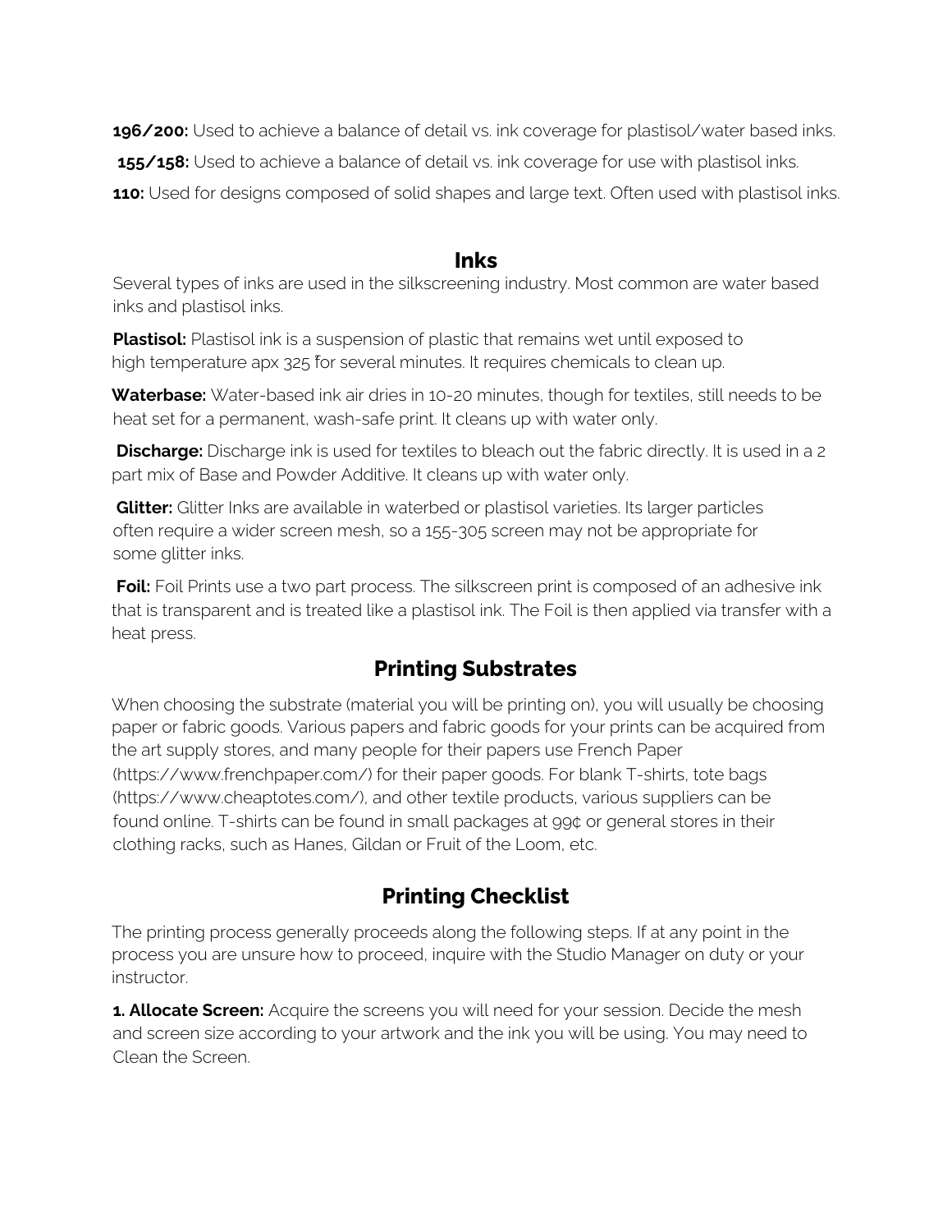**196/200:** Used to achieve a balance of detail vs. ink coverage for plastisol/water based inks.

**155/158:** Used to achieve a balance of detail vs. ink coverage for use with plastisol inks.

**110:** Used for designs composed of solid shapes and large text. Often used with plastisol inks.

## Inks

Several types of inks are used in the silkscreening industry. Most common are water based inks and plastisol inks.

**Plastisol:** Plastisol ink is a suspension of plastic that remains wet until exposed to high temperature apx 325 ̊for several minutes. It requires chemicals to clean up.

**Waterbase:** Water-based ink air dries in 10-20 minutes, though for textiles, still needs to be heat set for a permanent, wash-safe print. It cleans up with water only.

**Discharge:** Discharge ink is used for textiles to bleach out the fabric directly. It is used in a 2 part mix of Base and Powder Additive. It cleans up with water only.

**Glitter:** Glitter Inks are available in waterbed or plastisol varieties. Its larger particles often require a wider screen mesh, so a 155-305 screen may not be appropriate for some glitter inks.

**Foil:** Foil Prints use a two part process. The silkscreen print is composed of an adhesive ink that is transparent and is treated like a plastisol ink. The Foil is then applied via transfer with a heat press.

## Printing Substrates

When choosing the substrate (material you will be printing on), you will usually be choosing paper or fabric goods. Various papers and fabric goods for your prints can be acquired from the art supply stores, and many people for their papers use French Paper (https://www.frenchpaper.com/) for their paper goods. For blank T-shirts, tote bags (https://www.cheaptotes.com/), and other textile products, various suppliers can be found online. T-shirts can be found in small packages at 99¢ or general stores in their clothing racks, such as Hanes, Gildan or Fruit of the Loom, etc.

## Printing Checklist

The printing process generally proceeds along the following steps. If at any point in the process you are unsure how to proceed, inquire with the Studio Manager on duty or your instructor.

**1. Allocate Screen:** Acquire the screens you will need for your session. Decide the mesh and screen size according to your artwork and the ink you will be using. You may need to Clean the Screen.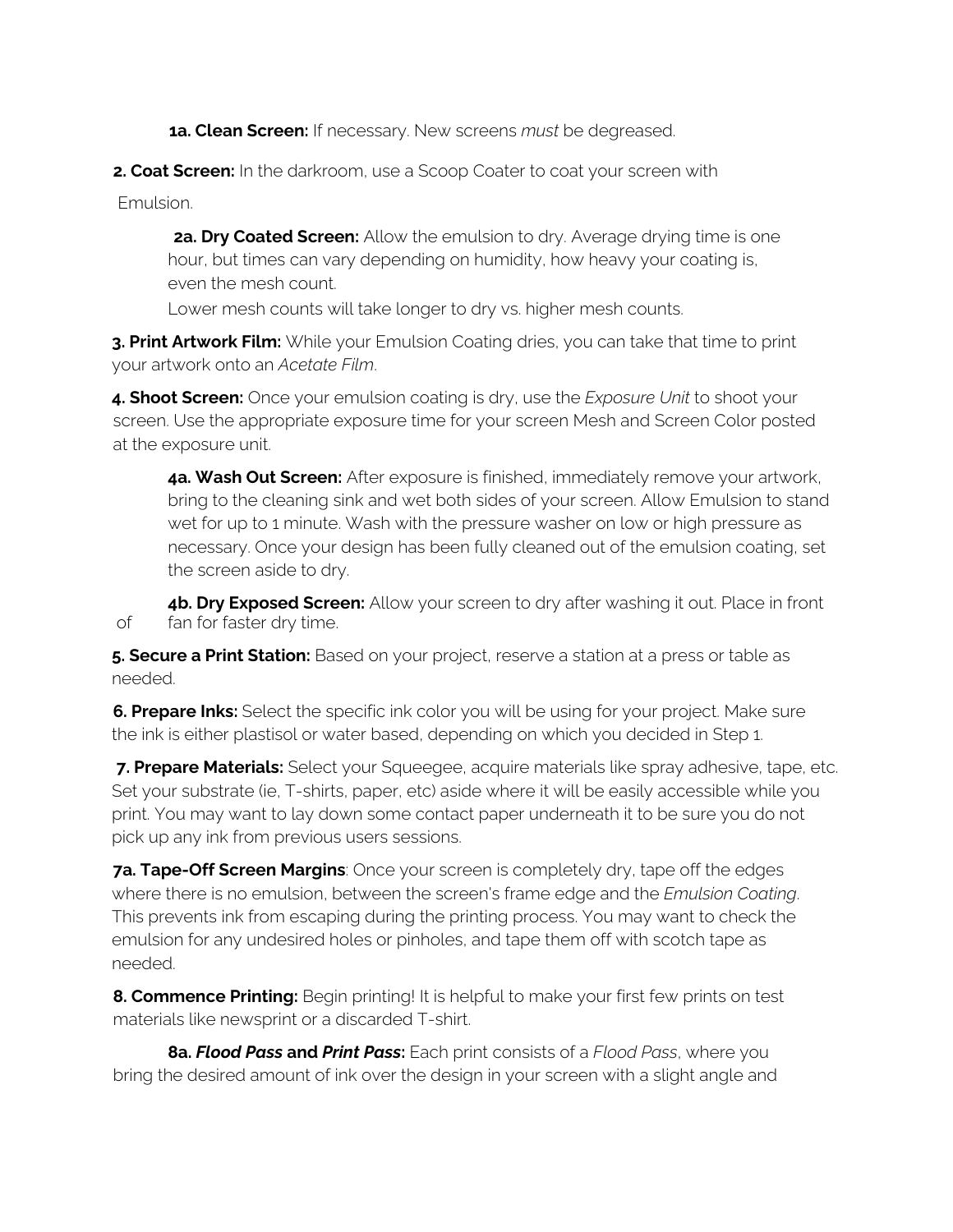**1a. Clean Screen:** If necessary. New screens *must* be degreased.

**2. Coat Screen:** In the darkroom, use a Scoop Coater to coat your screen with Emulsion.

**2a. Dry Coated Screen:** Allow the emulsion to dry. Average drying time is one hour, but times can vary depending on humidity, how heavy your coating is, even the mesh count.
Lower mesh counts will take longer to dry vs. higher mesh counts.

**3. Print Artwork Film:** While your Emulsion Coating dries, you can take that time to print your artwork onto an *Acetate Film*.

**4. Shoot Screen:** Once your emulsion coating is dry, use the *Exposure Unit* to shoot your screen. Use the appropriate exposure time for your screen Mesh and Screen Color posted at the exposure unit.

**4a. Wash Out Screen:** After exposure is finished, immediately remove your artwork, bring to the cleaning sink and wet both sides of your screen. Allow Emulsion to stand wet for up to 1 minute. Wash with the pressure washer on low or high pressure as necessary. Once your design has been fully cleaned out of the emulsion coating, set the screen aside to dry.

**4b. Dry Exposed Screen:** Allow your screen to dry after washing it out. Place in front of fan for faster dry time.

**5. Secure a Print Station:** Based on your project, reserve a station at a press or table as needed.

**6. Prepare Inks:** Select the specific ink color you will be using for your project. Make sure the ink is either plastisol or water based, depending on which you decided in Step 1.

**7. Prepare Materials:** Select your Squeegee, acquire materials like spray adhesive, tape, etc. Set your substrate (ie, T-shirts, paper, etc) aside where it will be easily accessible while you print. You may want to lay down some contact paper underneath it to be sure you do not pick up any ink from previous users sessions.

**7a. Tape-Off Screen Margins**: Once your screen is completely dry, tape off the edges where there is no emulsion, between the screen's frame edge and the *Emulsion Coating*. This prevents ink from escaping during the printing process. You may want to check the emulsion for any undesired holes or pinholes, and tape them off with scotch tape as needed.

**8. Commence Printing:** Begin printing! It is helpful to make your first few prints on test materials like newsprint or a discarded T-shirt.

**8a. *Flood Pass* and *Print Pass*:** Each print consists of a *Flood Pass*, where you bring the desired amount of ink over the design in your screen with a slight angle and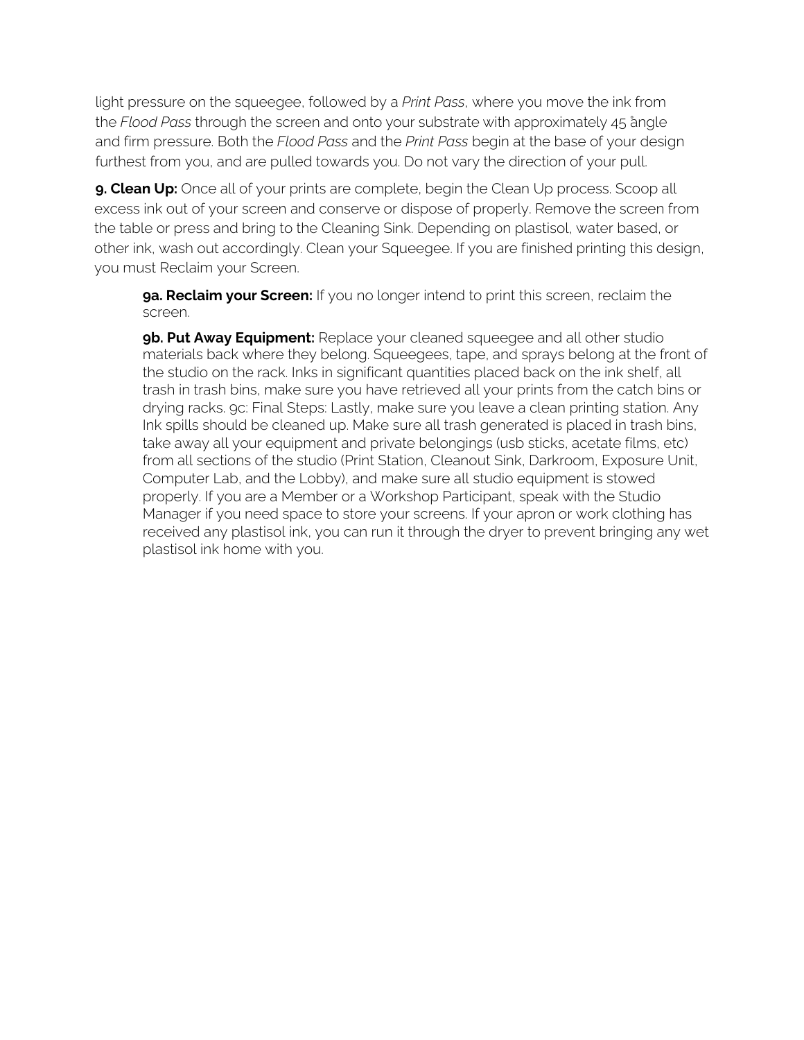light pressure on the squeegee, followed by a *Print Pass*, where you move the ink from the *Flood Pass* through the screen and onto your substrate with approximately 45 ̊angle and firm pressure. Both the *Flood Pass* and the *Print Pass* begin at the base of your design furthest from you, and are pulled towards you. Do not vary the direction of your pull.

**9. Clean Up:** Once all of your prints are complete, begin the Clean Up process. Scoop all excess ink out of your screen and conserve or dispose of properly. Remove the screen from the table or press and bring to the Cleaning Sink. Depending on plastisol, water based, or other ink, wash out accordingly. Clean your Squeegee. If you are finished printing this design, you must Reclaim your Screen.

> **9a. Reclaim your Screen:** If you no longer intend to print this screen, reclaim the screen.
>
> **9b. Put Away Equipment:** Replace your cleaned squeegee and all other studio materials back where they belong. Squeegees, tape, and sprays belong at the front of the studio on the rack. Inks in significant quantities placed back on the ink shelf, all trash in trash bins, make sure you have retrieved all your prints from the catch bins or drying racks. 9c: Final Steps: Lastly, make sure you leave a clean printing station. Any Ink spills should be cleaned up. Make sure all trash generated is placed in trash bins, take away all your equipment and private belongings (usb sticks, acetate films, etc) from all sections of the studio (Print Station, Cleanout Sink, Darkroom, Exposure Unit, Computer Lab, and the Lobby), and make sure all studio equipment is stowed properly. If you are a Member or a Workshop Participant, speak with the Studio Manager if you need space to store your screens. If your apron or work clothing has received any plastisol ink, you can run it through the dryer to prevent bringing any wet plastisol ink home with you.